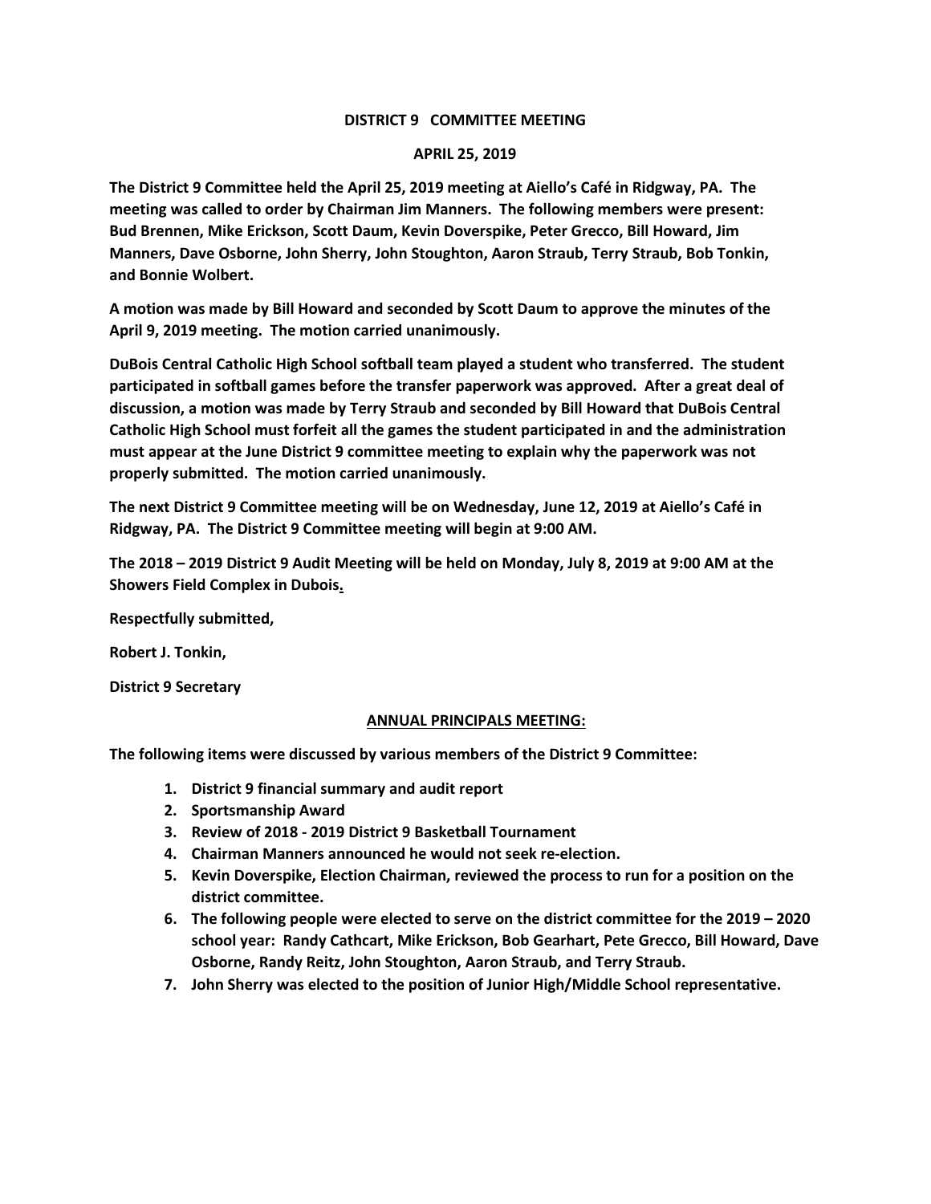# DISTRICT 9 COMMITTEE MEETING

## APRIL 25, 2019

**The District 9 Committee held the April 25, 2019 meeting at Aiello's Café in Ridgway, PA. The meeting was called to order by Chairman Jim Manners. The following members were present: Bud Brennen, Mike Erickson, Scott Daum, Kevin Doverspike, Peter Grecco, Bill Howard, Jim Manners, Dave Osborne, John Sherry, John Stoughton, Aaron Straub, Terry Straub, Bob Tonkin, and Bonnie Wolbert.**

**A motion was made by Bill Howard and seconded by Scott Daum to approve the minutes of the April 9, 2019 meeting. The motion carried unanimously.**

**DuBois Central Catholic High School softball team played a student who transferred. The student participated in softball games before the transfer paperwork was approved. After a great deal of discussion, a motion was made by Terry Straub and seconded by Bill Howard that DuBois Central Catholic High School must forfeit all the games the student participated in and the administration must appear at the June District 9 committee meeting to explain why the paperwork was not properly submitted. The motion carried unanimously.**

**The next District 9 Committee meeting will be on Wednesday, June 12, 2019 at Aiello's Café in Ridgway, PA. The District 9 Committee meeting will begin at 9:00 AM.**

**The 2018 – 2019 District 9 Audit Meeting will be held on Monday, July 8, 2019 at 9:00 AM at the Showers Field Complex in Dubois.**

**Respectfully submitted,**

**Robert J. Tonkin,**

**District 9 Secretary**

## ANNUAL PRINCIPALS MEETING:

**The following items were discussed by various members of the District 9 Committee:**

1. **District 9 financial summary and audit report**
2. **Sportsmanship Award**
3. **Review of 2018 - 2019 District 9 Basketball Tournament**
4. **Chairman Manners announced he would not seek re-election.**
5. **Kevin Doverspike, Election Chairman, reviewed the process to run for a position on the district committee.**
6. **The following people were elected to serve on the district committee for the 2019 – 2020 school year: Randy Cathcart, Mike Erickson, Bob Gearhart, Pete Grecco, Bill Howard, Dave Osborne, Randy Reitz, John Stoughton, Aaron Straub, and Terry Straub.**
7. **John Sherry was elected to the position of Junior High/Middle School representative.**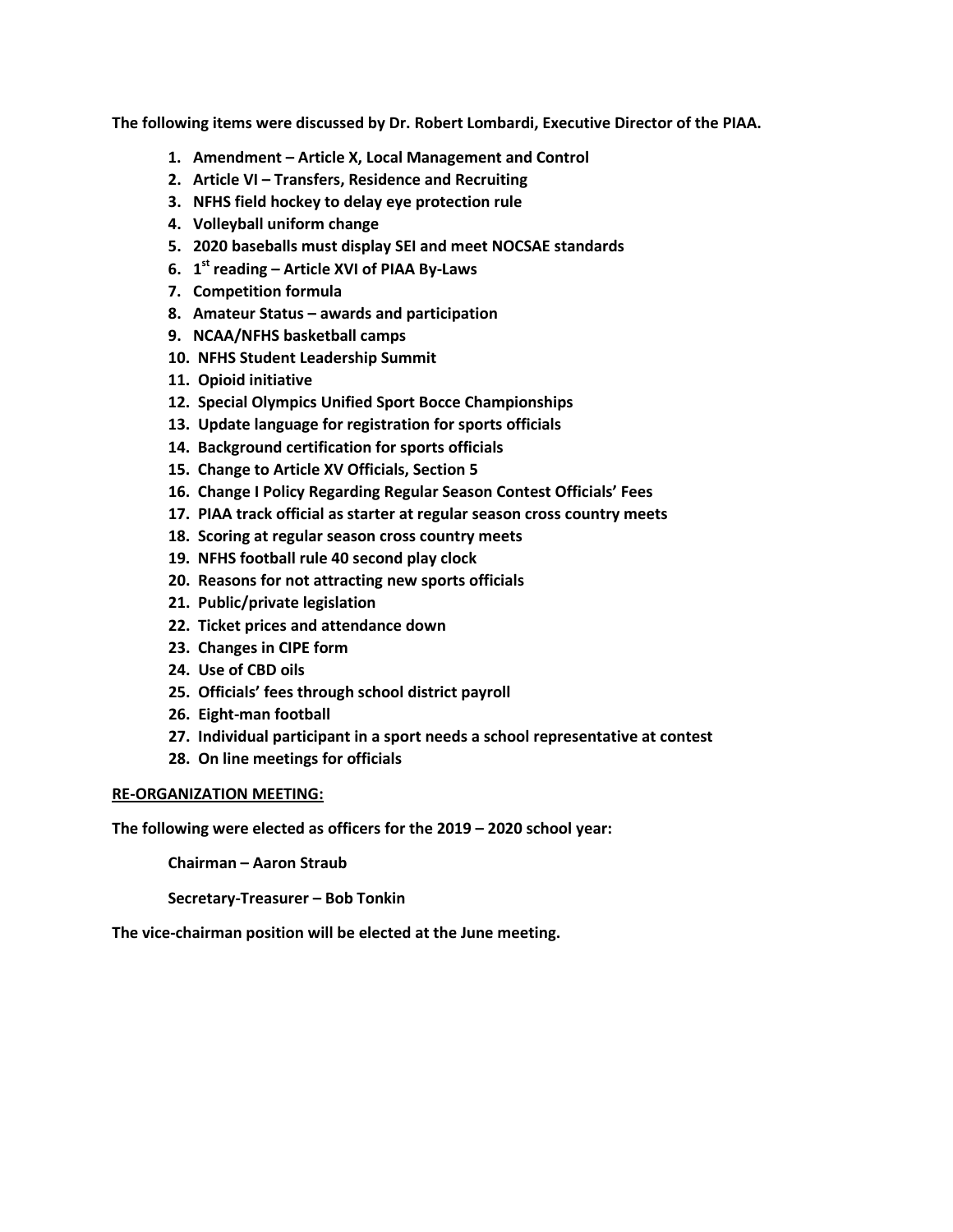**The following items were discussed by Dr. Robert Lombardi, Executive Director of the PIAA.**

1. **Amendment – Article X, Local Management and Control**
2. **Article VI – Transfers, Residence and Recruiting**
3. **NFHS field hockey to delay eye protection rule**
4. **Volleyball uniform change**
5. **2020 baseballs must display SEI and meet NOCSAE standards**
6. **1st reading – Article XVI of PIAA By-Laws**
7. **Competition formula**
8. **Amateur Status – awards and participation**
9. **NCAA/NFHS basketball camps**
10. **NFHS Student Leadership Summit**
11. **Opioid initiative**
12. **Special Olympics Unified Sport Bocce Championships**
13. **Update language for registration for sports officials**
14. **Background certification for sports officials**
15. **Change to Article XV Officials, Section 5**
16. **Change I Policy Regarding Regular Season Contest Officials' Fees**
17. **PIAA track official as starter at regular season cross country meets**
18. **Scoring at regular season cross country meets**
19. **NFHS football rule 40 second play clock**
20. **Reasons for not attracting new sports officials**
21. **Public/private legislation**
22. **Ticket prices and attendance down**
23. **Changes in CIPE form**
24. **Use of CBD oils**
25. **Officials' fees through school district payroll**
26. **Eight-man football**
27. **Individual participant in a sport needs a school representative at contest**
28. **On line meetings for officials**

**<u>RE-ORGANIZATION MEETING:</u>**

**The following were elected as officers for the 2019 – 2020 school year:**

**Chairman – Aaron Straub**

**Secretary-Treasurer – Bob Tonkin**

**The vice-chairman position will be elected at the June meeting.**